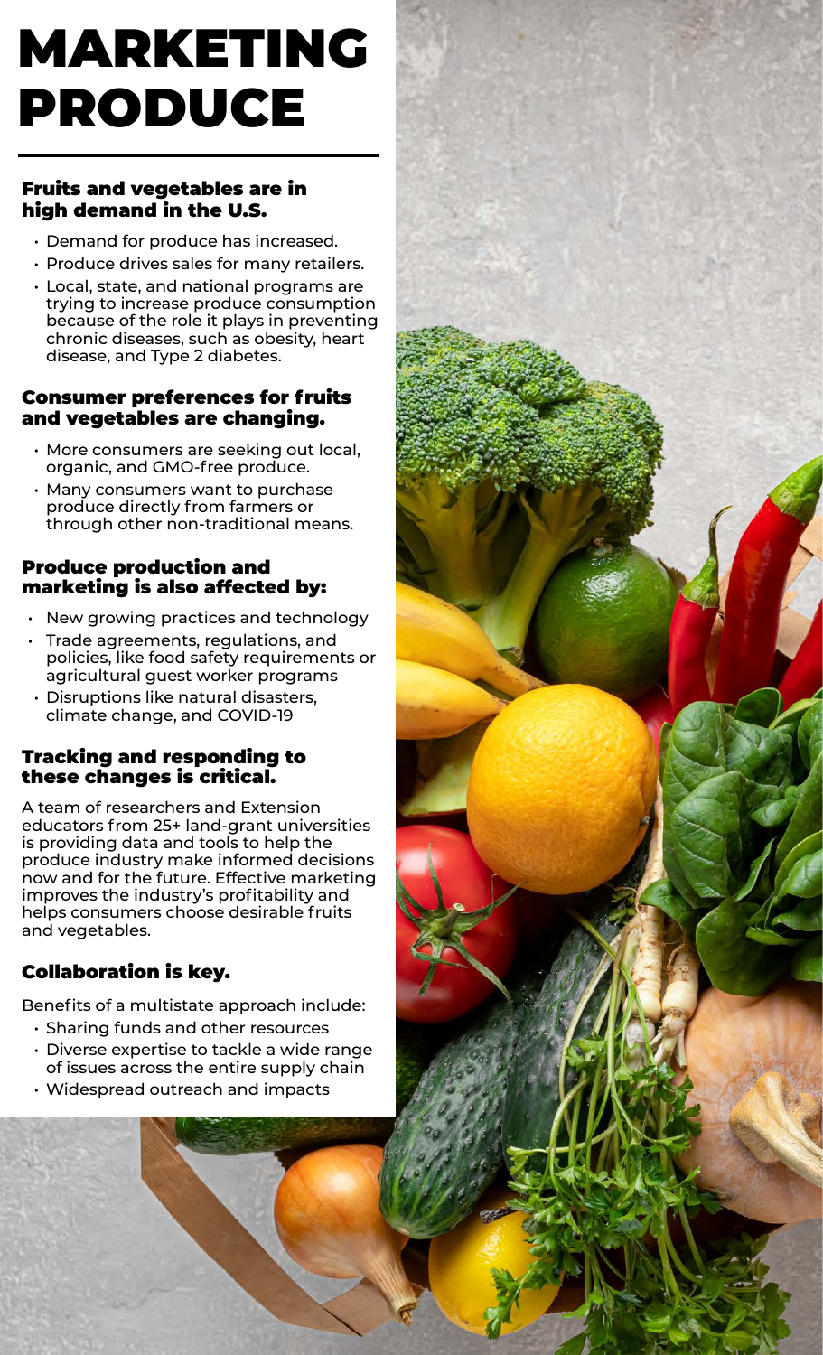# MARKETING PRODUCE

### Fruits and vegetables are in high demand in the U.S.

- Demand for produce has increased.
- Produce drives sales for many retailers.
- Local, state, and national programs are trying to increase produce consumption because of the role it plays in preventing chronic diseases, such as obesity, heart disease, and Type 2 diabetes.

### Consumer preferences for fruits and vegetables are changing.

- More consumers are seeking out local, organic, and GMO-free produce.
- Many consumers want to purchase produce directly from farmers or through other non-traditional means.

### Produce production and marketing is also affected by:

- New growing practices and technology
- Trade agreements, regulations, and policies, like food safety requirements or agricultural guest worker programs
- Disruptions like natural disasters, climate change, and COVID-19

### Tracking and responding to these changes is critical.

A team of researchers and Extension educators from 25+ land-grant universities is providing data and tools to help the produce industry make informed decisions now and for the future. Effective marketing improves the industry's profitability and helps consumers choose desirable fruits and vegetables.

### Collaboration is key.

Benefits of a multistate approach include:

- Sharing funds and other resources
- Diverse expertise to tackle a wide range of issues across the entire supply chain
- Widespread outreach and impacts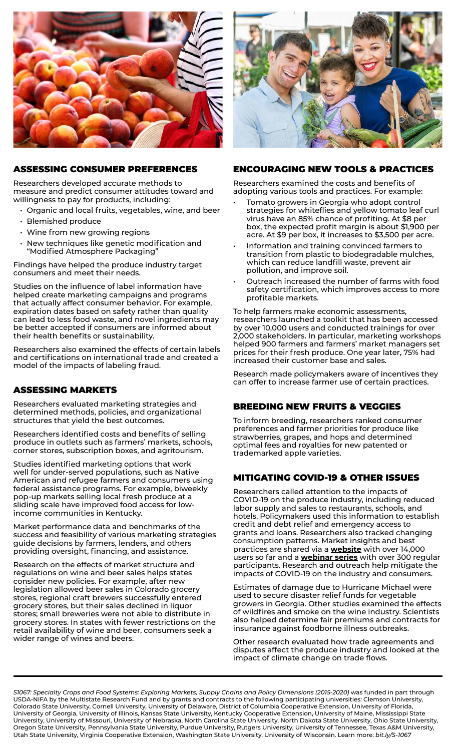## ASSESSING CONSUMER PREFERENCES

Researchers developed accurate methods to measure and predict consumer attitudes toward and willingness to pay for products, including:

- Organic and local fruits, vegetables, wine, and beer
- Blemished produce
- Wine from new growing regions
- New techniques like genetic modification and "Modified Atmosphere Packaging"

Findings have helped the produce industry target consumers and meet their needs.

Studies on the influence of label information have helped create marketing campaigns and programs that actually affect consumer behavior. For example, expiration dates based on safety rather than quality can lead to less food waste, and novel ingredients may be better accepted if consumers are informed about their health benefits or sustainability.

Researchers also examined the effects of certain labels and certifications on international trade and created a model of the impacts of labeling fraud.

## ASSESSING MARKETS

Researchers evaluated marketing strategies and determined methods, policies, and organizational structures that yield the best outcomes.

Researchers identified costs and benefits of selling produce in outlets such as farmers' markets, schools, corner stores, subscription boxes, and agritourism.

Studies identified marketing options that work well for under-served populations, such as Native American and refugee farmers and consumers using federal assistance programs. For example, biweekly pop-up markets selling local fresh produce at a sliding scale have improved food access for low-income communities in Kentucky.

Market performance data and benchmarks of the success and feasibility of various marketing strategies guide decisions by farmers, lenders, and others providing oversight, financing, and assistance.

Research on the effects of market structure and regulations on wine and beer sales helps states consider new policies. For example, after new legislation allowed beer sales in Colorado grocery stores, regional craft brewers successfully entered grocery stores, but their sales declined in liquor stores; small breweries were not able to distribute in grocery stores. In states with fewer restrictions on the retail availability of wine and beer, consumers seek a wider range of wines and beers.

## ENCOURAGING NEW TOOLS & PRACTICES

Researchers examined the costs and benefits of adopting various tools and practices. For example:

- Tomato growers in Georgia who adopt control strategies for whiteflies and yellow tomato leaf curl virus have an 85% chance of profiting. At $8 per box, the expected profit margin is about $1,900 per acre. At $9 per box, it increases to $3,500 per acre.
- Information and training convinced farmers to transition from plastic to biodegradable mulches, which can reduce landfill waste, prevent air pollution, and improve soil.
- Outreach increased the number of farms with food safety certification, which improves access to more profitable markets.

To help farmers make economic assessments, researchers launched a toolkit that has been accessed by over 10,000 users and conducted trainings for over 2,000 stakeholders. In particular, marketing workshops helped 900 farmers and farmers' market managers set prices for their fresh produce. One year later, 75% had increased their customer base and sales.

Research made policymakers aware of incentives they can offer to increase farmer use of certain practices.

## BREEDING NEW FRUITS & VEGGIES

To inform breeding, researchers ranked consumer preferences and farmer priorities for produce like strawberries, grapes, and hops and determined optimal fees and royalties for new patented or trademarked apple varieties.

## MITIGATING COVID-19 & OTHER ISSUES

Researchers called attention to the impacts of COVID-19 on the produce industry, including reduced labor supply and sales to restaurants, schools, and hotels. Policymakers used this information to establish credit and debt relief and emergency access to grants and loans. Researchers also tracked changing consumption patterns. Market insights and best practices are shared via a **website** with over 14,000 users so far and a **webinar series** with over 300 regular participants. Research and outreach help mitigate the impacts of COVID-19 on the industry and consumers.

Estimates of damage due to Hurricane Michael were used to secure disaster relief funds for vegetable growers in Georgia. Other studies examined the effects of wildfires and smoke on the wine industry. Scientists also helped determine fair premiums and contracts for insurance against foodborne illness outbreaks.

Other research evaluated how trade agreements and disputes affect the produce industry and looked at the impact of climate change on trade flows.

---

*S1067: Specialty Crops and Food Systems: Exploring Markets, Supply Chains and Policy Dimensions (2015-2020)* was funded in part through USDA-NIFA by the Multistate Research Fund and by grants and contracts to the following participating universities: Clemson University, Colorado State University, Cornell University, University of Delaware, District of Columbia Cooperative Extension, University of Florida, University of Georgia, University of Illinois, Kansas State University, Kentucky Cooperative Extension, University of Maine, Mississippi State University, University of Missouri, University of Nebraska, North Carolina State University, North Dakota State University, Ohio State University, Oregon State University, Pennsylvania State University, Purdue University, Rutgers University, University of Tennessee, Texas A&M University, Utah State University, Virginia Cooperative Extension, Washington State University, University of Wisconsin. Learn more: *bit.ly/S-1067*